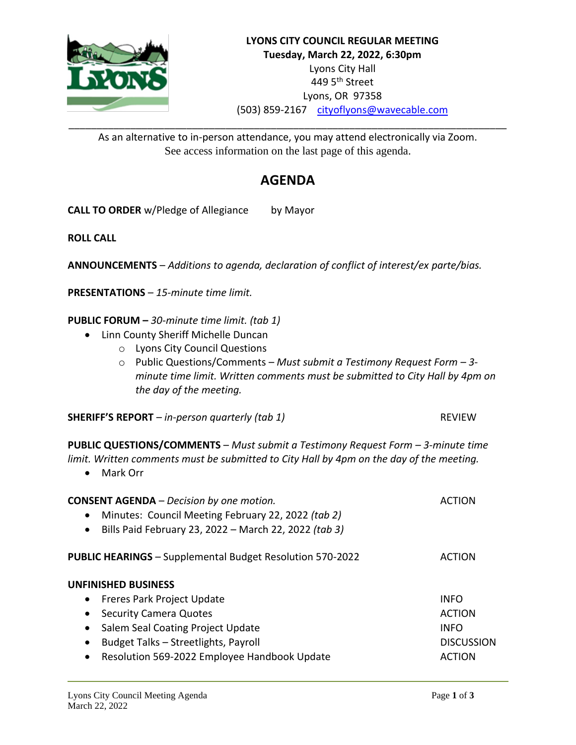**LYONS CITY COUNCIL REGULAR MEETING**
**Tuesday, March 22, 2022, 6:30pm**
Lyons City Hall
449 5th Street
Lyons, OR 97358
(503) 859-2167 cityoflyons@wavecable.com

As an alternative to in-person attendance, you may attend electronically via Zoom.
See access information on the last page of this agenda.

# AGENDA

**CALL TO ORDER** w/Pledge of Allegiance by Mayor

**ROLL CALL**

**ANNOUNCEMENTS** – *Additions to agenda, declaration of conflict of interest/ex parte/bias.*

**PRESENTATIONS** – *15-minute time limit.*

**PUBLIC FORUM –** *30-minute time limit. (tab 1)*

- Linn County Sheriff Michelle Duncan
  - Lyons City Council Questions
  - Public Questions/Comments – *Must submit a Testimony Request Form – 3-minute time limit. Written comments must be submitted to City Hall by 4pm on the day of the meeting.*

**SHERIFF'S REPORT** – *in-person quarterly (tab 1)* REVIEW

**PUBLIC QUESTIONS/COMMENTS** – *Must submit a Testimony Request Form – 3-minute time limit. Written comments must be submitted to City Hall by 4pm on the day of the meeting.*

- Mark Orr

**CONSENT AGENDA** – *Decision by one motion.* ACTION

- Minutes: Council Meeting February 22, 2022 *(tab 2)*
- Bills Paid February 23, 2022 – March 22, 2022 *(tab 3)*

**PUBLIC HEARINGS** – Supplemental Budget Resolution 570-2022 ACTION

**UNFINISHED BUSINESS**

- Freres Park Project Update INFO
- Security Camera Quotes ACTION
- Salem Seal Coating Project Update INFO
- Budget Talks – Streetlights, Payroll DISCUSSION
- Resolution 569-2022 Employee Handbook Update ACTION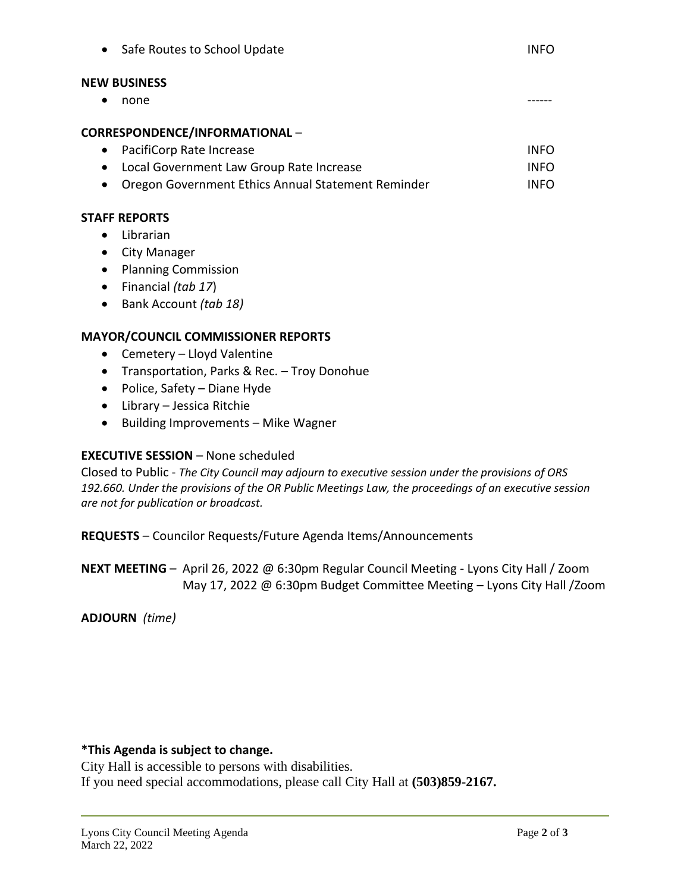- Safe Routes to School Update INFO

**NEW BUSINESS**

- none ------

**CORRESPONDENCE/INFORMATIONAL** –

- PacifiCorp Rate Increase INFO
- Local Government Law Group Rate Increase INFO
- Oregon Government Ethics Annual Statement Reminder INFO

**STAFF REPORTS**

- Librarian
- City Manager
- Planning Commission
- Financial *(tab 17*)
- Bank Account *(tab 18)*

**MAYOR/COUNCIL COMMISSIONER REPORTS**

- Cemetery – Lloyd Valentine
- Transportation, Parks & Rec. – Troy Donohue
- Police, Safety – Diane Hyde
- Library – Jessica Ritchie
- Building Improvements – Mike Wagner

**EXECUTIVE SESSION** – None scheduled

Closed to Public - *The City Council may adjourn to executive session under the provisions of ORS 192.660. Under the provisions of the OR Public Meetings Law, the proceedings of an executive session are not for publication or broadcast.*

**REQUESTS** – Councilor Requests/Future Agenda Items/Announcements

**NEXT MEETING** – April 26, 2022 @ 6:30pm Regular Council Meeting - Lyons City Hall / Zoom
May 17, 2022 @ 6:30pm Budget Committee Meeting – Lyons City Hall /Zoom

**ADJOURN** *(time)*

**\*This Agenda is subject to change.**

City Hall is accessible to persons with disabilities.
If you need special accommodations, please call City Hall at **(503)859-2167.**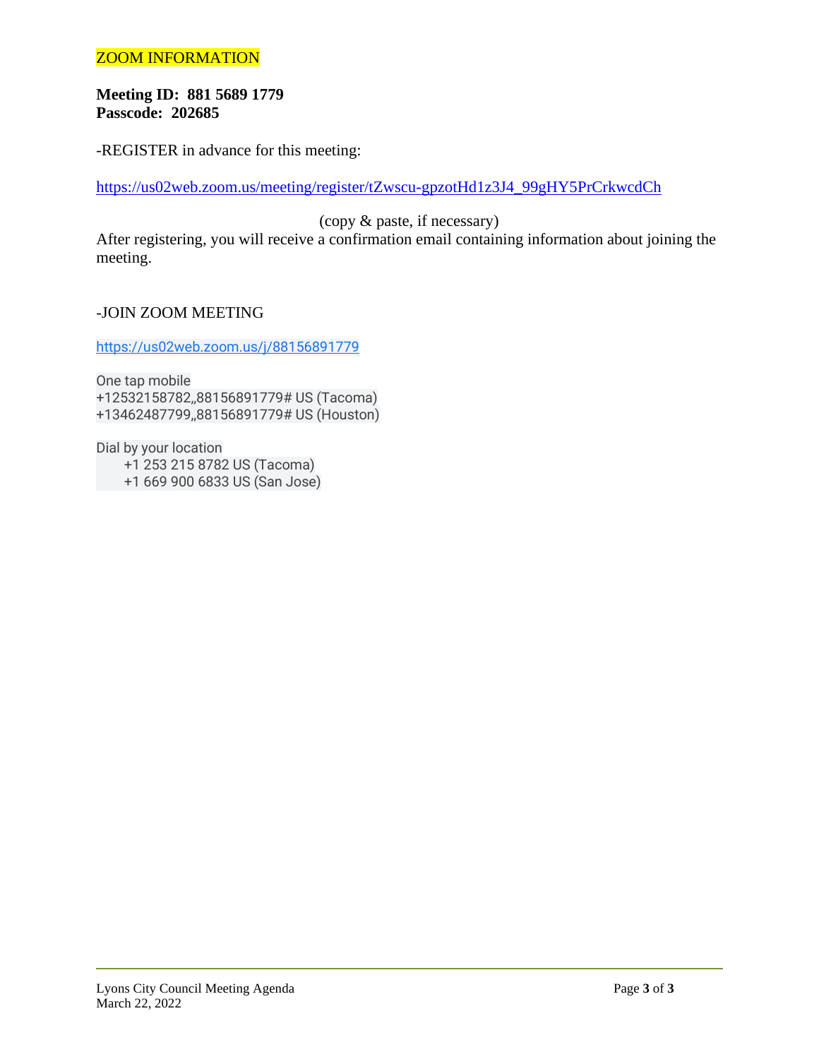ZOOM INFORMATION

**Meeting ID: 881 5689 1779**
**Passcode: 202685**

-REGISTER in advance for this meeting:

https://us02web.zoom.us/meeting/register/tZwscu-gpzotHd1z3J4_99gHY5PrCrkwcdCh

(copy & paste, if necessary)

After registering, you will receive a confirmation email containing information about joining the meeting.

-JOIN ZOOM MEETING

https://us02web.zoom.us/j/88156891779

One tap mobile
+12532158782,,88156891779# US (Tacoma)
+13462487799,,88156891779# US (Houston)

Dial by your location
+1 253 215 8782 US (Tacoma)
+1 669 900 6833 US (San Jose)